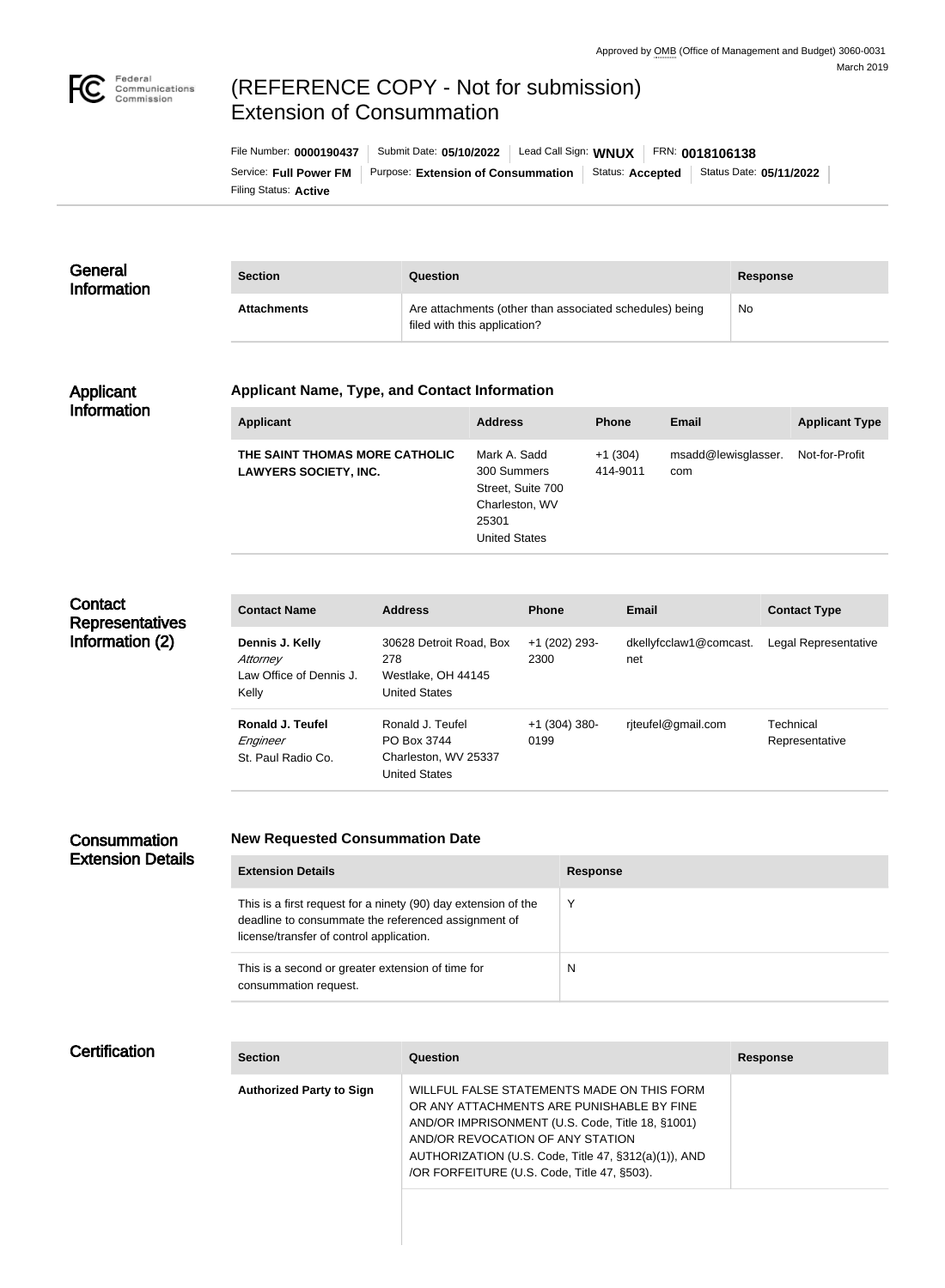Approved by OMB (Office of Management and Budget) 3060-0031
March 2019

# (REFERENCE COPY - Not for submission) Extension of Consummation

File Number: **0000190437** | Submit Date: **05/10/2022** | Lead Call Sign: **WNUX** | FRN: **0018106138**
Service: **Full Power FM** | Purpose: **Extension of Consummation** | Status: **Accepted** | Status Date: **05/11/2022**
Filing Status: **Active**

## General Information

| Section | Question | Response |
|---|---|---|
| **Attachments** | Are attachments (other than associated schedules) being filed with this application? | No |

## Applicant Information

### Applicant Name, Type, and Contact Information

| Applicant | Address | Phone | Email | Applicant Type |
|---|---|---|---|---|
| **THE SAINT THOMAS MORE CATHOLIC LAWYERS SOCIETY, INC.** | Mark A. Sadd<br>300 Summers Street, Suite 700<br>Charleston, WV 25301<br>United States | +1 (304) 414-9011 | msadd@lewisglasser.com | Not-for-Profit |

## Contact Representatives Information (2)

| Contact Name | Address | Phone | Email | Contact Type |
|---|---|---|---|---|
| **Dennis J. Kelly**<br>*Attorney*<br>Law Office of Dennis J. Kelly | 30628 Detroit Road, Box 278<br>Westlake, OH 44145<br>United States | +1 (202) 293-2300 | dkellyfcclaw1@comcast.net | Legal Representative |
| **Ronald J. Teufel**<br>*Engineer*<br>St. Paul Radio Co. | Ronald J. Teufel<br>PO Box 3744<br>Charleston, WV 25337<br>United States | +1 (304) 380-0199 | rjteufel@gmail.com | Technical Representative |

## Consummation Extension Details

### New Requested Consummation Date

| Extension Details | Response |
|---|---|
| This is a first request for a ninety (90) day extension of the deadline to consummate the referenced assignment of license/transfer of control application. | Y |
| This is a second or greater extension of time for consummation request. | N |

## Certification

| Section | Question | Response |
|---|---|---|
| **Authorized Party to Sign** | WILLFUL FALSE STATEMENTS MADE ON THIS FORM OR ANY ATTACHMENTS ARE PUNISHABLE BY FINE AND/OR IMPRISONMENT (U.S. Code, Title 18, §1001) AND/OR REVOCATION OF ANY STATION AUTHORIZATION (U.S. Code, Title 47, §312(a)(1)), AND /OR FORFEITURE (U.S. Code, Title 47, §503). | |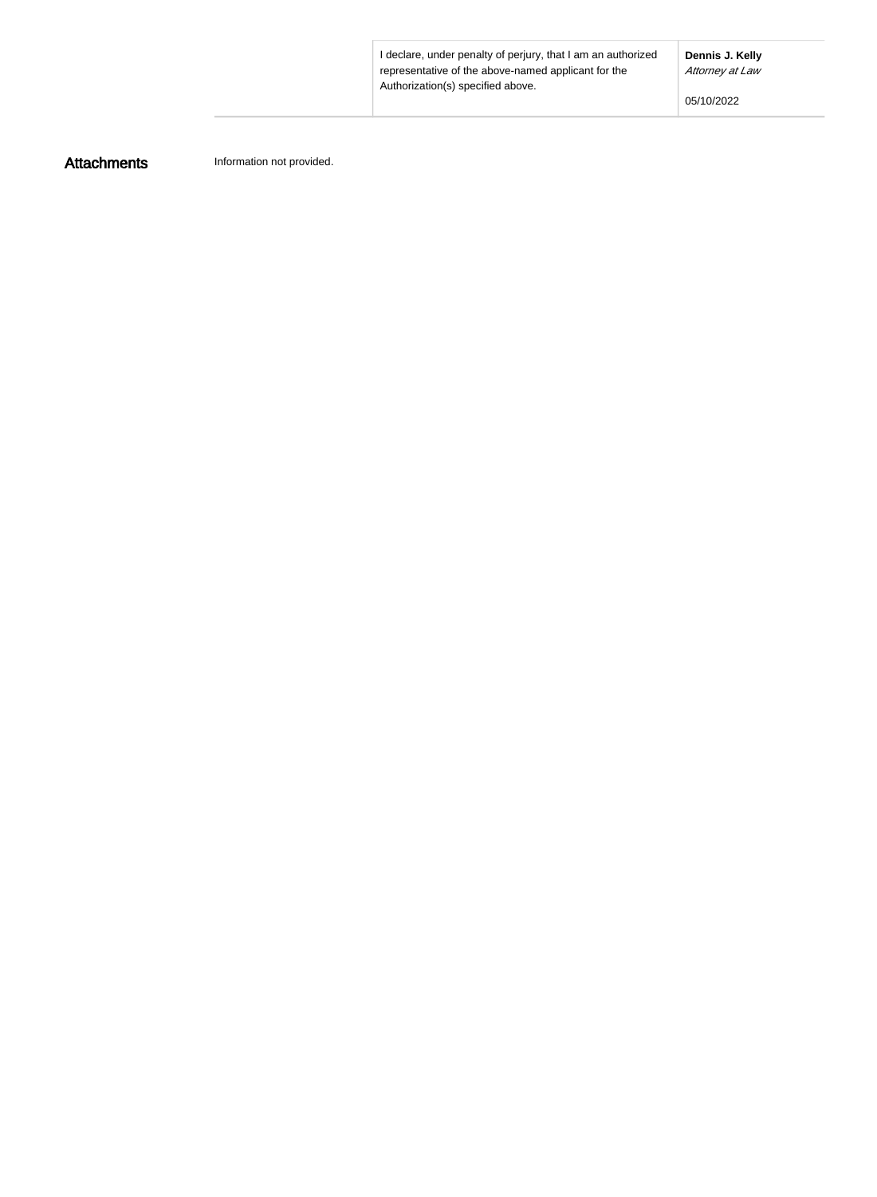| | | |
|---|---|---|
| | I declare, under penalty of perjury, that I am an authorized representative of the above-named applicant for the Authorization(s) specified above. | **Dennis J. Kelly**<br>*Attorney at Law*<br><br>05/10/2022 |

## Attachments

Information not provided.